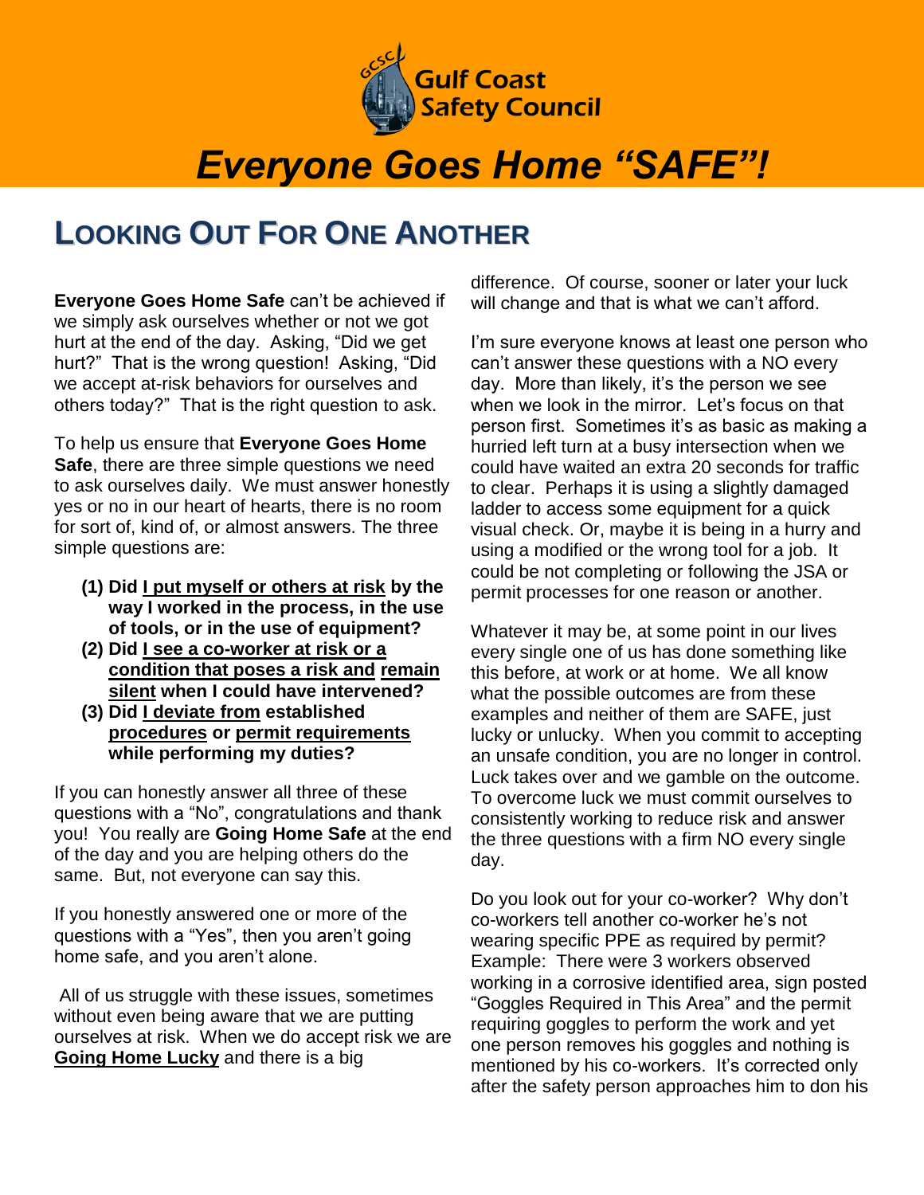Gulf Coast Safety Council

# *Everyone Goes Home "SAFE"!*

## LOOKING OUT FOR ONE ANOTHER

**Everyone Goes Home Safe** can't be achieved if we simply ask ourselves whether or not we got hurt at the end of the day. Asking, "Did we get hurt?" That is the wrong question! Asking, "Did we accept at-risk behaviors for ourselves and others today?" That is the right question to ask.

To help us ensure that **Everyone Goes Home Safe**, there are three simple questions we need to ask ourselves daily. We must answer honestly yes or no in our heart of hearts, there is no room for sort of, kind of, or almost answers. The three simple questions are:

1. **Did <u>I put myself or others at risk</u> by the way I worked in the process, in the use of tools, or in the use of equipment?**
2. **Did <u>I see a co-worker at risk or a condition that poses a risk and</u> <u>remain silent</u> when I could have intervened?**
3. **Did <u>I deviate from</u> established <u>procedures</u> or <u>permit requirements</u> while performing my duties?**

If you can honestly answer all three of these questions with a "No", congratulations and thank you! You really are **Going Home Safe** at the end of the day and you are helping others do the same. But, not everyone can say this.

If you honestly answered one or more of the questions with a "Yes", then you aren't going home safe, and you aren't alone.

All of us struggle with these issues, sometimes without even being aware that we are putting ourselves at risk. When we do accept risk we are **<u>Going Home Lucky</u>** and there is a big difference. Of course, sooner or later your luck will change and that is what we can't afford.

I'm sure everyone knows at least one person who can't answer these questions with a NO every day. More than likely, it's the person we see when we look in the mirror. Let's focus on that person first. Sometimes it's as basic as making a hurried left turn at a busy intersection when we could have waited an extra 20 seconds for traffic to clear. Perhaps it is using a slightly damaged ladder to access some equipment for a quick visual check. Or, maybe it is being in a hurry and using a modified or the wrong tool for a job. It could be not completing or following the JSA or permit processes for one reason or another.

Whatever it may be, at some point in our lives every single one of us has done something like this before, at work or at home. We all know what the possible outcomes are from these examples and neither of them are SAFE, just lucky or unlucky. When you commit to accepting an unsafe condition, you are no longer in control. Luck takes over and we gamble on the outcome. To overcome luck we must commit ourselves to consistently working to reduce risk and answer the three questions with a firm NO every single day.

Do you look out for your co-worker? Why don't co-workers tell another co-worker he's not wearing specific PPE as required by permit? Example: There were 3 workers observed working in a corrosive identified area, sign posted "Goggles Required in This Area" and the permit requiring goggles to perform the work and yet one person removes his goggles and nothing is mentioned by his co-workers. It's corrected only after the safety person approaches him to don his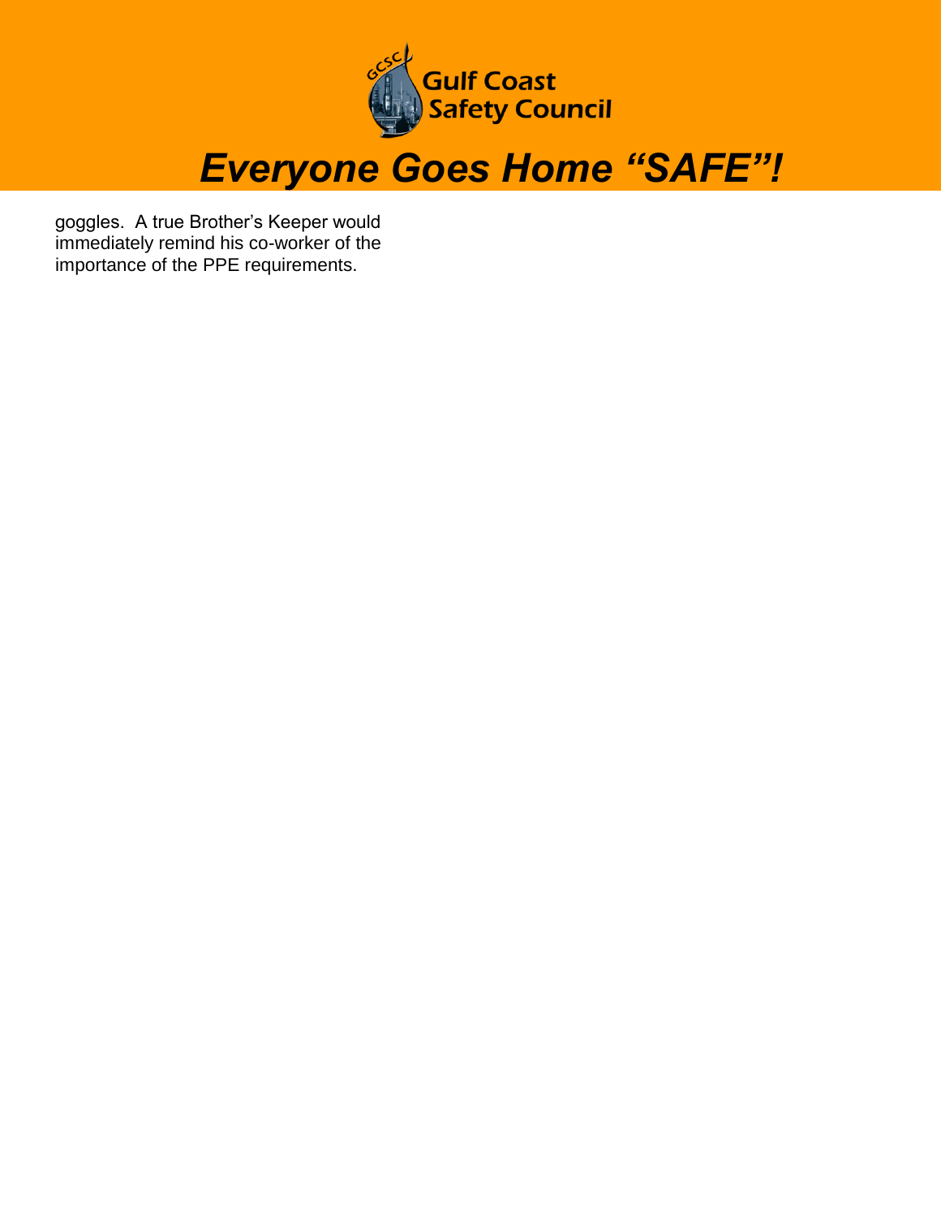goggles. A true Brother's Keeper would immediately remind his co-worker of the importance of the PPE requirements.